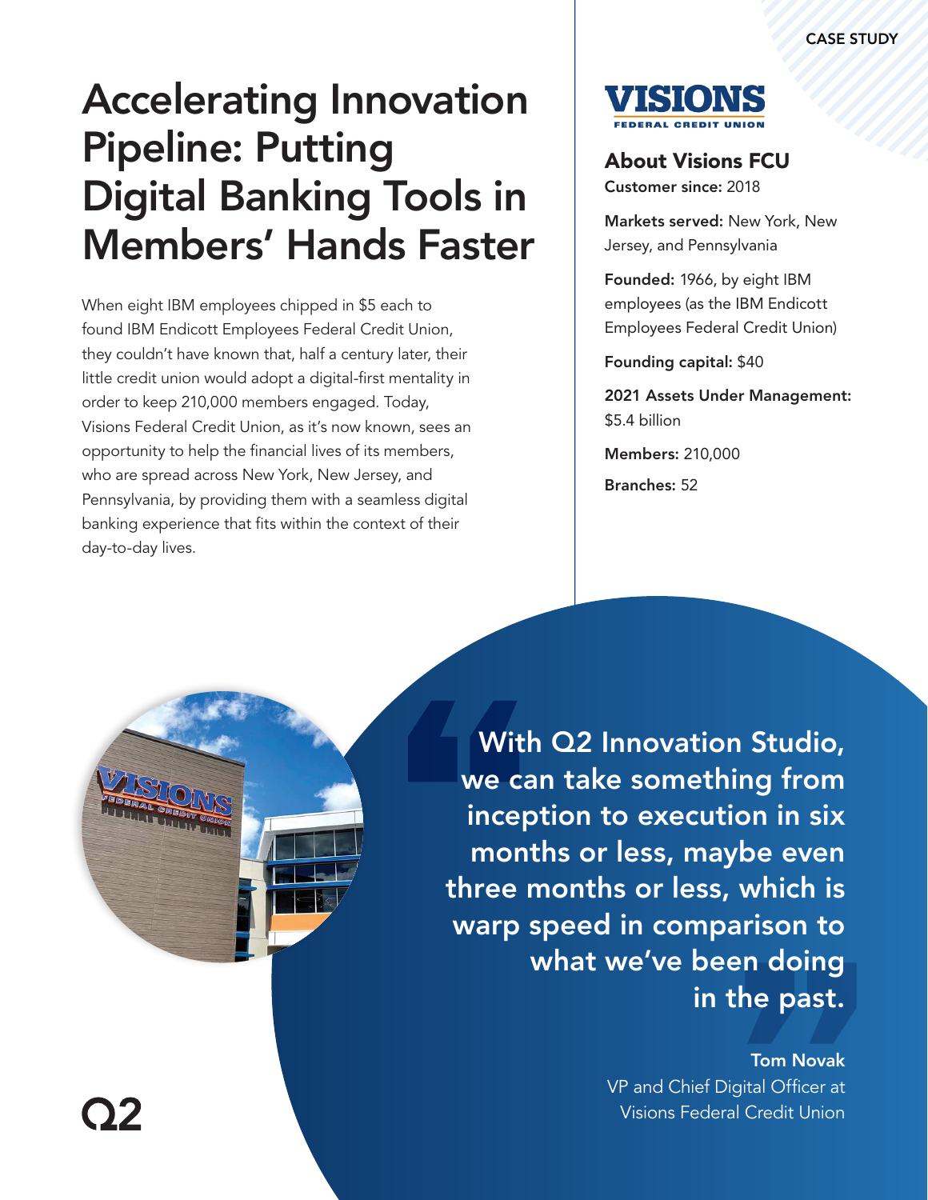CASE STUDY

# Accelerating Innovation Pipeline: Putting Digital Banking Tools in Members' Hands Faster

When eight IBM employees chipped in $5 each to found IBM Endicott Employees Federal Credit Union, they couldn't have known that, half a century later, their little credit union would adopt a digital-first mentality in order to keep 210,000 members engaged. Today, Visions Federal Credit Union, as it's now known, sees an opportunity to help the financial lives of its members, who are spread across New York, New Jersey, and Pennsylvania, by providing them with a seamless digital banking experience that fits within the context of their day-to-day lives.

## About Visions FCU

**Customer since:** 2018

**Markets served:** New York, New Jersey, and Pennsylvania

**Founded:** 1966, by eight IBM employees (as the IBM Endicott Employees Federal Credit Union)

**Founding capital:** $40

**2021 Assets Under Management:** $5.4 billion

**Members:** 210,000

**Branches:** 52

> **With Q2 Innovation Studio, we can take something from inception to execution in six months or less, maybe even three months or less, which is warp speed in comparison to what we've been doing in the past.**
>
> **Tom Novak**
> VP and Chief Digital Officer at Visions Federal Credit Union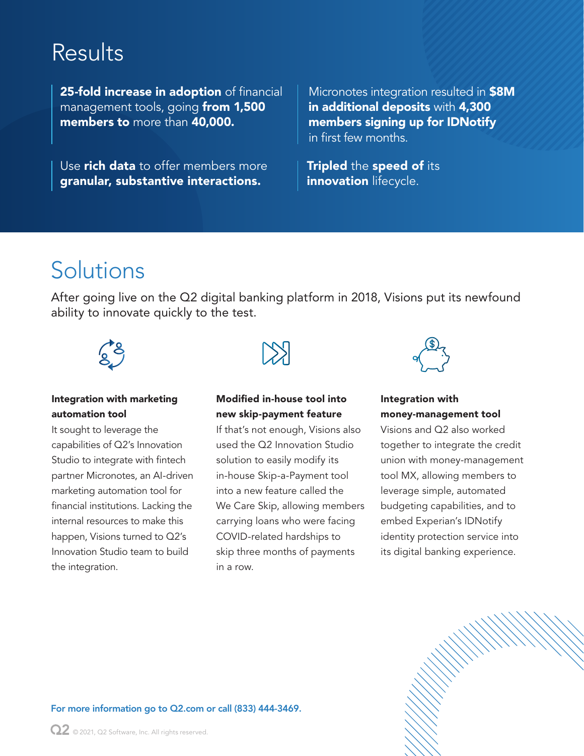# Results

**25-fold increase in adoption** of financial management tools, going **from 1,500 members to** more than **40,000.**

Micronotes integration resulted in **$8M in additional deposits** with **4,300 members signing up for IDNotify** in first few months.

Use **rich data** to offer members more **granular, substantive interactions.**

**Tripled** the **speed of** its **innovation** lifecycle.

# Solutions

After going live on the Q2 digital banking platform in 2018, Visions put its newfound ability to innovate quickly to the test.

**Integration with marketing automation tool**

It sought to leverage the capabilities of Q2's Innovation Studio to integrate with fintech partner Micronotes, an AI-driven marketing automation tool for financial institutions. Lacking the internal resources to make this happen, Visions turned to Q2's Innovation Studio team to build the integration.

**Modified in-house tool into new skip-payment feature**

If that's not enough, Visions also used the Q2 Innovation Studio solution to easily modify its in-house Skip-a-Payment tool into a new feature called the We Care Skip, allowing members carrying loans who were facing COVID-related hardships to skip three months of payments in a row.

**Integration with money-management tool**

Visions and Q2 also worked together to integrate the credit union with money-management tool MX, allowing members to leverage simple, automated budgeting capabilities, and to embed Experian's IDNotify identity protection service into its digital banking experience.

For more information go to Q2.com or call (833) 444-3469.

Q2 © 2021, Q2 Software, Inc. All rights reserved.